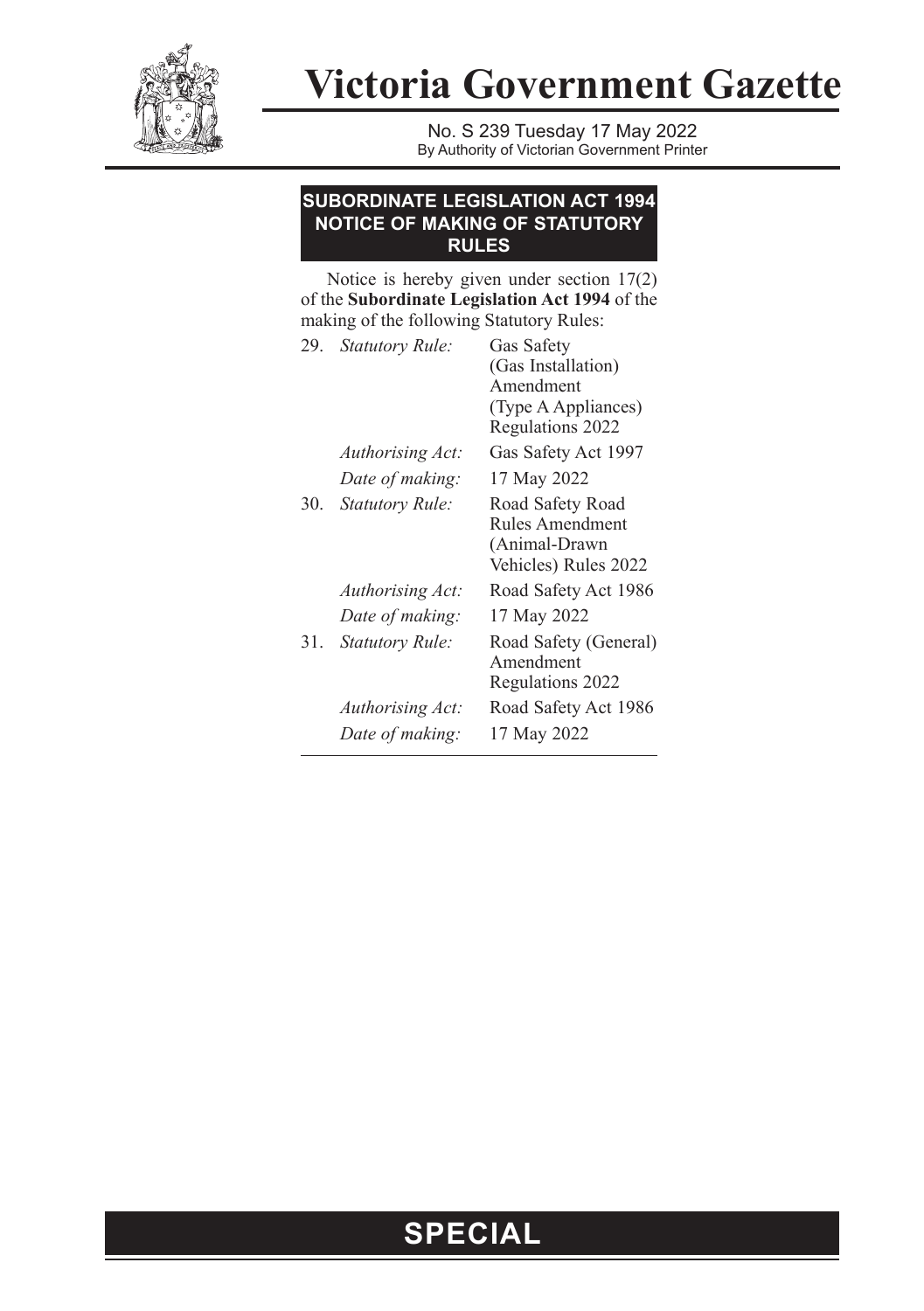# Victoria Government Gazette

No. S 239 Tuesday 17 May 2022

By Authority of Victorian Government Printer

## SUBORDINATE LEGISLATION ACT 1994 NOTICE OF MAKING OF STATUTORY RULES

Notice is hereby given under section 17(2) of the **Subordinate Legislation Act 1994** of the making of the following Statutory Rules:

| | | |
|---|---|---|
| 29. | *Statutory Rule:* | Gas Safety (Gas Installation) Amendment (Type A Appliances) Regulations 2022 |
| | *Authorising Act:* | Gas Safety Act 1997 |
| | *Date of making:* | 17 May 2022 |
| 30. | *Statutory Rule:* | Road Safety Road Rules Amendment (Animal-Drawn Vehicles) Rules 2022 |
| | *Authorising Act:* | Road Safety Act 1986 |
| | *Date of making:* | 17 May 2022 |
| 31. | *Statutory Rule:* | Road Safety (General) Amendment Regulations 2022 |
| | *Authorising Act:* | Road Safety Act 1986 |
| | *Date of making:* | 17 May 2022 |

**SPECIAL**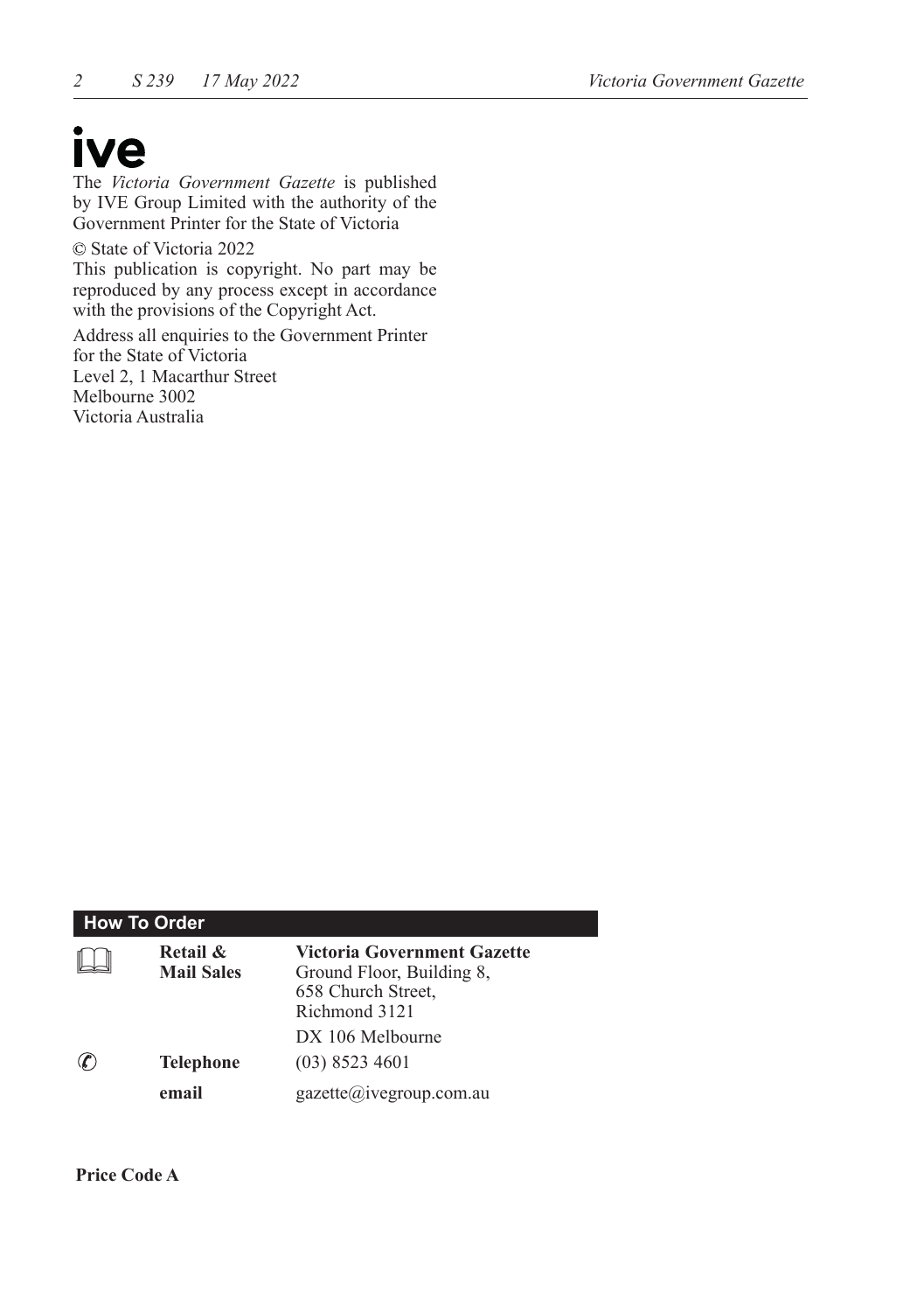ive

The *Victoria Government Gazette* is published by IVE Group Limited with the authority of the Government Printer for the State of Victoria

© State of Victoria 2022

This publication is copyright. No part may be reproduced by any process except in accordance with the provisions of the Copyright Act.

Address all enquiries to the Government Printer for the State of Victoria
Level 2, 1 Macarthur Street
Melbourne 3002
Victoria Australia

**How To Order**

| | | |
|---|---|---|
| | **Retail & Mail Sales** | **Victoria Government Gazette**<br>Ground Floor, Building 8,<br>658 Church Street,<br>Richmond 3121<br>DX 106 Melbourne |
| | **Telephone** | (03) 8523 4601 |
| | **email** | gazette@ivegroup.com.au |

**Price Code A**